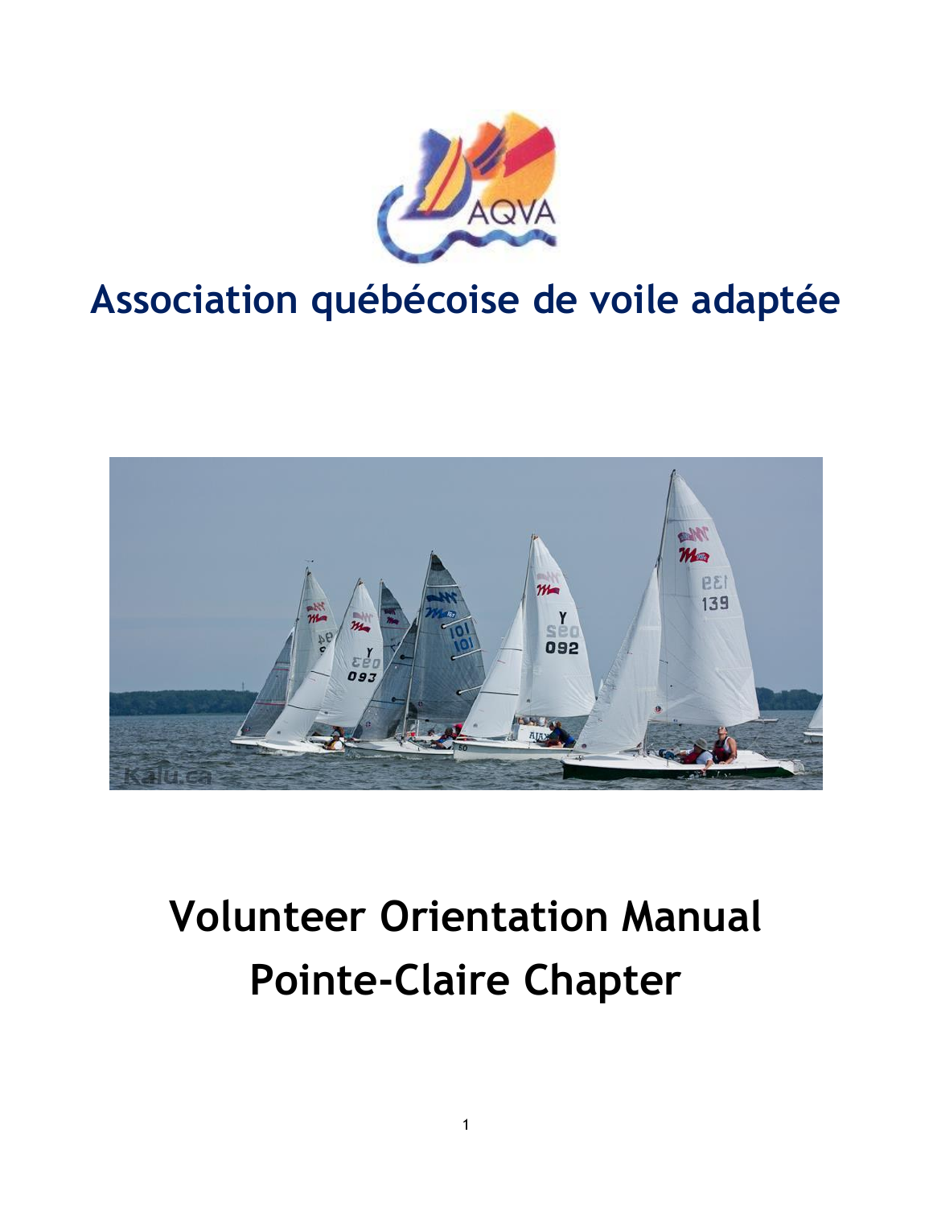# Association québécoise de voile adaptée

# Volunteer Orientation Manual
# Pointe-Claire Chapter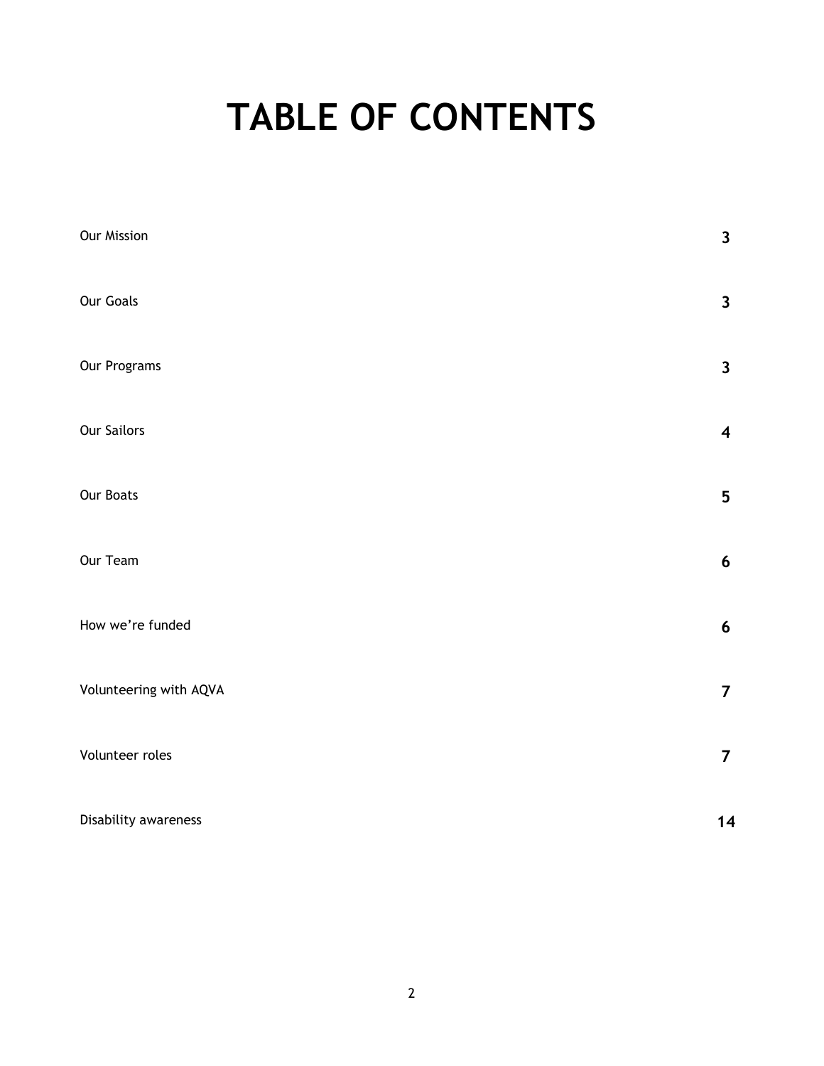# TABLE OF CONTENTS

| | |
|---|---|
| Our Mission | **3** |
| Our Goals | **3** |
| Our Programs | **3** |
| Our Sailors | **4** |
| Our Boats | **5** |
| Our Team | **6** |
| How we're funded | **6** |
| Volunteering with AQVA | **7** |
| Volunteer roles | **7** |
| Disability awareness | **14** |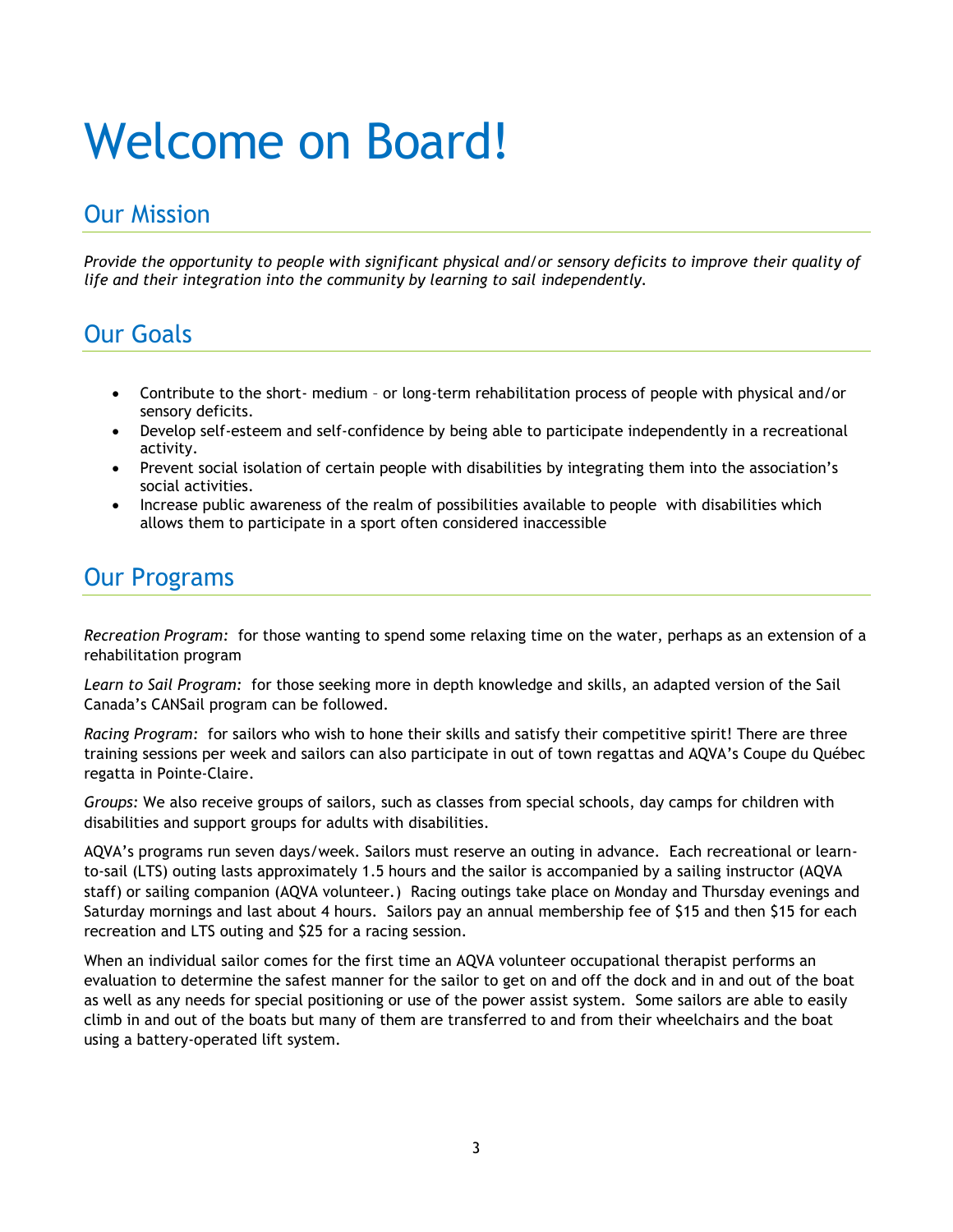# Welcome on Board!

## Our Mission

*Provide the opportunity to people with significant physical and/or sensory deficits to improve their quality of life and their integration into the community by learning to sail independently.*

## Our Goals

- Contribute to the short- medium – or long-term rehabilitation process of people with physical and/or sensory deficits.
- Develop self-esteem and self-confidence by being able to participate independently in a recreational activity.
- Prevent social isolation of certain people with disabilities by integrating them into the association's social activities.
- Increase public awareness of the realm of possibilities available to people with disabilities which allows them to participate in a sport often considered inaccessible

## Our Programs

*Recreation Program:* for those wanting to spend some relaxing time on the water, perhaps as an extension of a rehabilitation program

*Learn to Sail Program:* for those seeking more in depth knowledge and skills, an adapted version of the Sail Canada's CANSail program can be followed.

*Racing Program:* for sailors who wish to hone their skills and satisfy their competitive spirit! There are three training sessions per week and sailors can also participate in out of town regattas and AQVA's Coupe du Québec regatta in Pointe-Claire.

*Groups:* We also receive groups of sailors, such as classes from special schools, day camps for children with disabilities and support groups for adults with disabilities.

AQVA's programs run seven days/week. Sailors must reserve an outing in advance. Each recreational or learn-to-sail (LTS) outing lasts approximately 1.5 hours and the sailor is accompanied by a sailing instructor (AQVA staff) or sailing companion (AQVA volunteer.) Racing outings take place on Monday and Thursday evenings and Saturday mornings and last about 4 hours. Sailors pay an annual membership fee of $15 and then $15 for each recreation and LTS outing and $25 for a racing session.

When an individual sailor comes for the first time an AQVA volunteer occupational therapist performs an evaluation to determine the safest manner for the sailor to get on and off the dock and in and out of the boat as well as any needs for special positioning or use of the power assist system. Some sailors are able to easily climb in and out of the boats but many of them are transferred to and from their wheelchairs and the boat using a battery-operated lift system.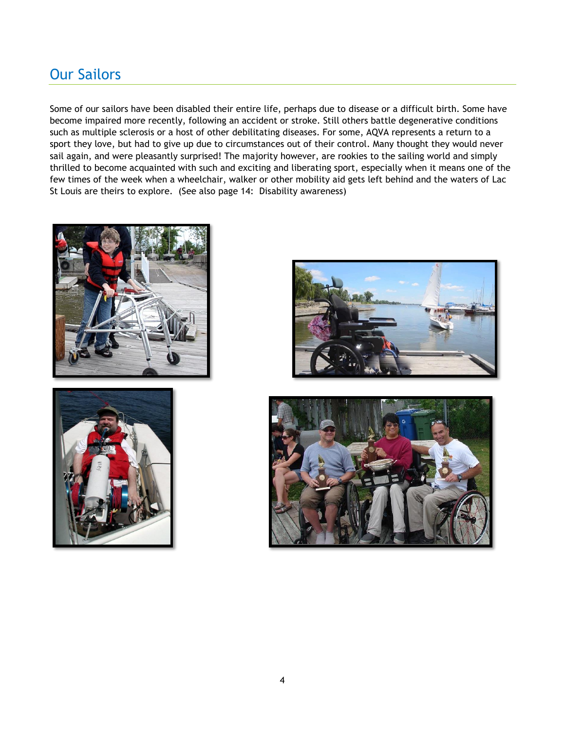## Our Sailors

Some of our sailors have been disabled their entire life, perhaps due to disease or a difficult birth. Some have become impaired more recently, following an accident or stroke. Still others battle degenerative conditions such as multiple sclerosis or a host of other debilitating diseases. For some, AQVA represents a return to a sport they love, but had to give up due to circumstances out of their control. Many thought they would never sail again, and were pleasantly surprised! The majority however, are rookies to the sailing world and simply thrilled to become acquainted with such and exciting and liberating sport, especially when it means one of the few times of the week when a wheelchair, walker or other mobility aid gets left behind and the waters of Lac St Louis are theirs to explore. (See also page 14: Disability awareness)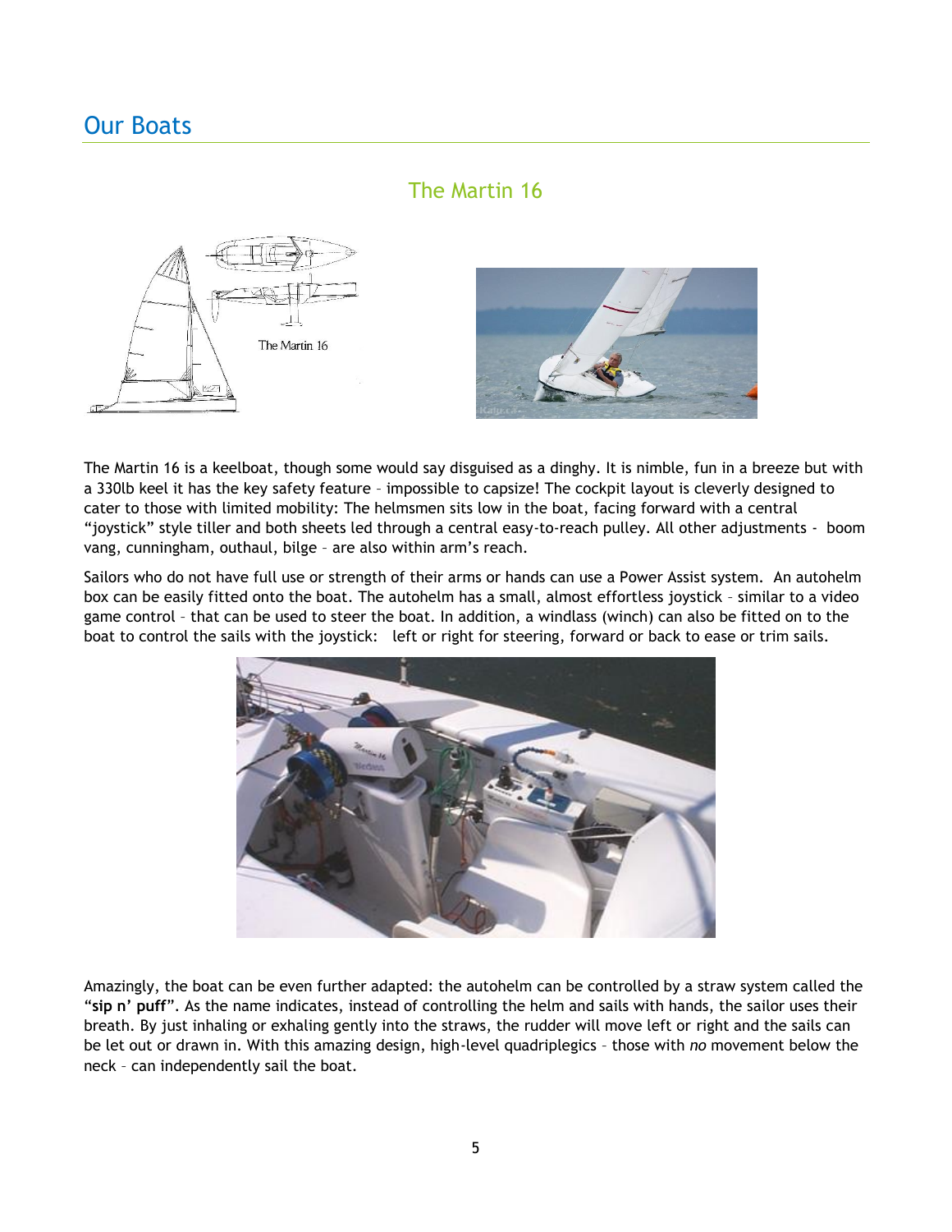# Our Boats

## The Martin 16

The Martin 16 is a keelboat, though some would say disguised as a dinghy. It is nimble, fun in a breeze but with a 330lb keel it has the key safety feature – impossible to capsize! The cockpit layout is cleverly designed to cater to those with limited mobility: The helmsmen sits low in the boat, facing forward with a central "joystick" style tiller and both sheets led through a central easy-to-reach pulley. All other adjustments - boom vang, cunningham, outhaul, bilge – are also within arm's reach.

Sailors who do not have full use or strength of their arms or hands can use a Power Assist system. An autohelm box can be easily fitted onto the boat. The autohelm has a small, almost effortless joystick – similar to a video game control – that can be used to steer the boat. In addition, a windlass (winch) can also be fitted on to the boat to control the sails with the joystick: left or right for steering, forward or back to ease or trim sails.

Amazingly, the boat can be even further adapted: the autohelm can be controlled by a straw system called the "**sip n' puff**". As the name indicates, instead of controlling the helm and sails with hands, the sailor uses their breath. By just inhaling or exhaling gently into the straws, the rudder will move left or right and the sails can be let out or drawn in. With this amazing design, high-level quadriplegics – those with *no* movement below the neck – can independently sail the boat.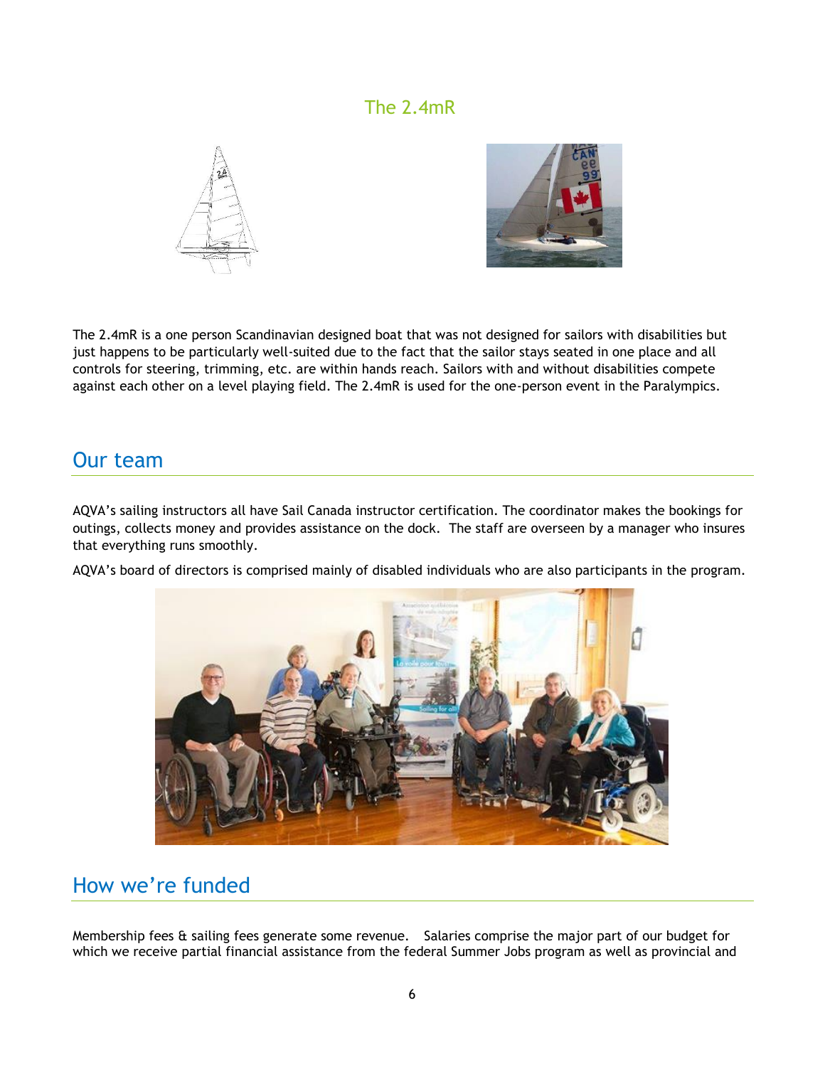## The 2.4mR

The 2.4mR is a one person Scandinavian designed boat that was not designed for sailors with disabilities but just happens to be particularly well-suited due to the fact that the sailor stays seated in one place and all controls for steering, trimming, etc. are within hands reach. Sailors with and without disabilities compete against each other on a level playing field. The 2.4mR is used for the one-person event in the Paralympics.

## Our team

AQVA's sailing instructors all have Sail Canada instructor certification. The coordinator makes the bookings for outings, collects money and provides assistance on the dock. The staff are overseen by a manager who insures that everything runs smoothly.

AQVA's board of directors is comprised mainly of disabled individuals who are also participants in the program.

## How we're funded

Membership fees & sailing fees generate some revenue. Salaries comprise the major part of our budget for which we receive partial financial assistance from the federal Summer Jobs program as well as provincial and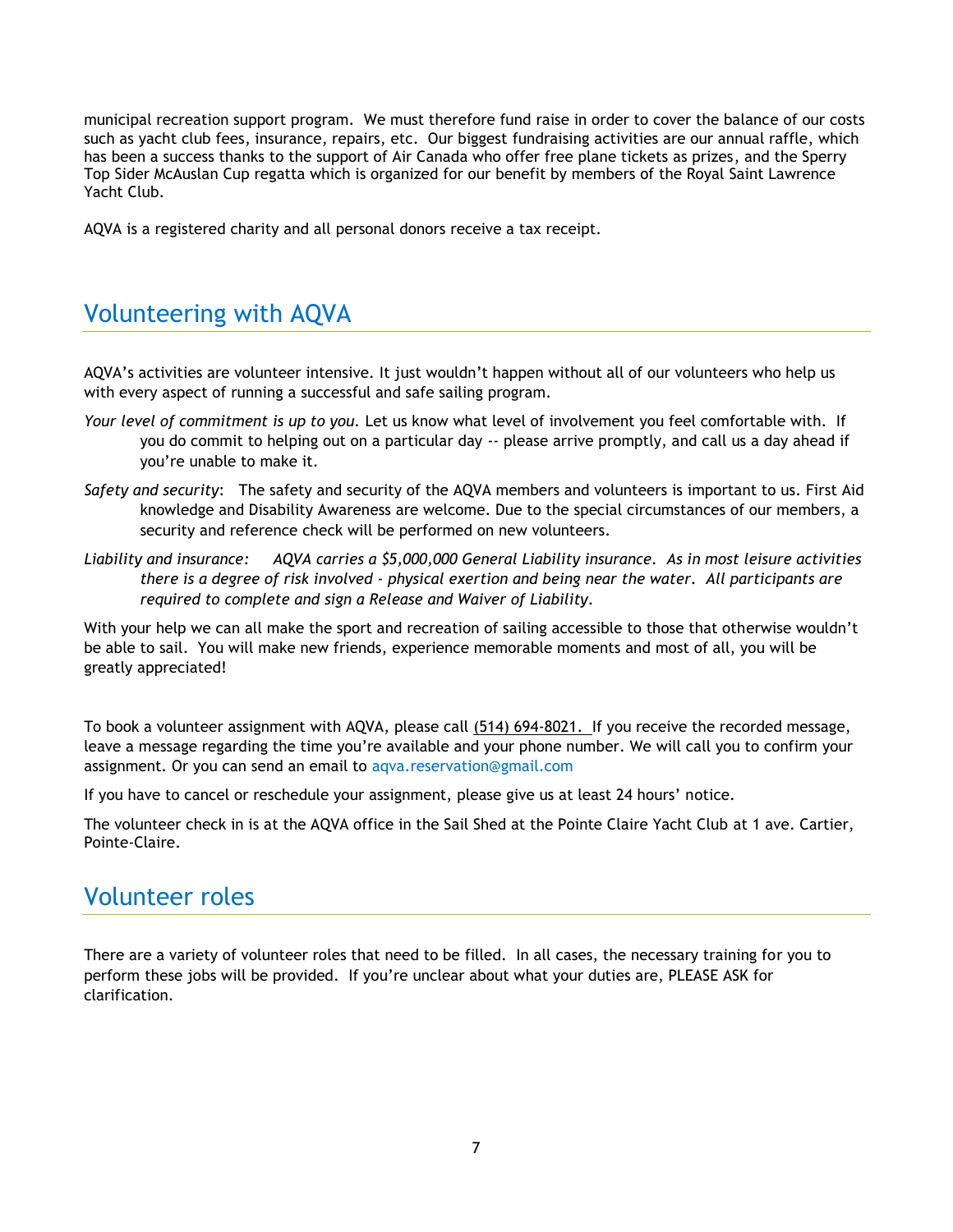municipal recreation support program. We must therefore fund raise in order to cover the balance of our costs such as yacht club fees, insurance, repairs, etc. Our biggest fundraising activities are our annual raffle, which has been a success thanks to the support of Air Canada who offer free plane tickets as prizes, and the Sperry Top Sider McAuslan Cup regatta which is organized for our benefit by members of the Royal Saint Lawrence Yacht Club.

AQVA is a registered charity and all personal donors receive a tax receipt.

# Volunteering with AQVA

AQVA's activities are volunteer intensive. It just wouldn't happen without all of our volunteers who help us with every aspect of running a successful and safe sailing program.

*Your level of commitment is up to you.* Let us know what level of involvement you feel comfortable with. If you do commit to helping out on a particular day -- please arrive promptly, and call us a day ahead if you're unable to make it.

*Safety and security*: The safety and security of the AQVA members and volunteers is important to us. First Aid knowledge and Disability Awareness are welcome. Due to the special circumstances of our members, a security and reference check will be performed on new volunteers.

*Liability and insurance: AQVA carries a $5,000,000 General Liability insurance. As in most leisure activities there is a degree of risk involved - physical exertion and being near the water. All participants are required to complete and sign a Release and Waiver of Liability.*

With your help we can all make the sport and recreation of sailing accessible to those that otherwise wouldn't be able to sail. You will make new friends, experience memorable moments and most of all, you will be greatly appreciated!

To book a volunteer assignment with AQVA, please call (514) 694-8021. If you receive the recorded message, leave a message regarding the time you're available and your phone number. We will call you to confirm your assignment. Or you can send an email to aqva.reservation@gmail.com

If you have to cancel or reschedule your assignment, please give us at least 24 hours' notice.

The volunteer check in is at the AQVA office in the Sail Shed at the Pointe Claire Yacht Club at 1 ave. Cartier, Pointe-Claire.

# Volunteer roles

There are a variety of volunteer roles that need to be filled. In all cases, the necessary training for you to perform these jobs will be provided. If you're unclear about what your duties are, PLEASE ASK for clarification.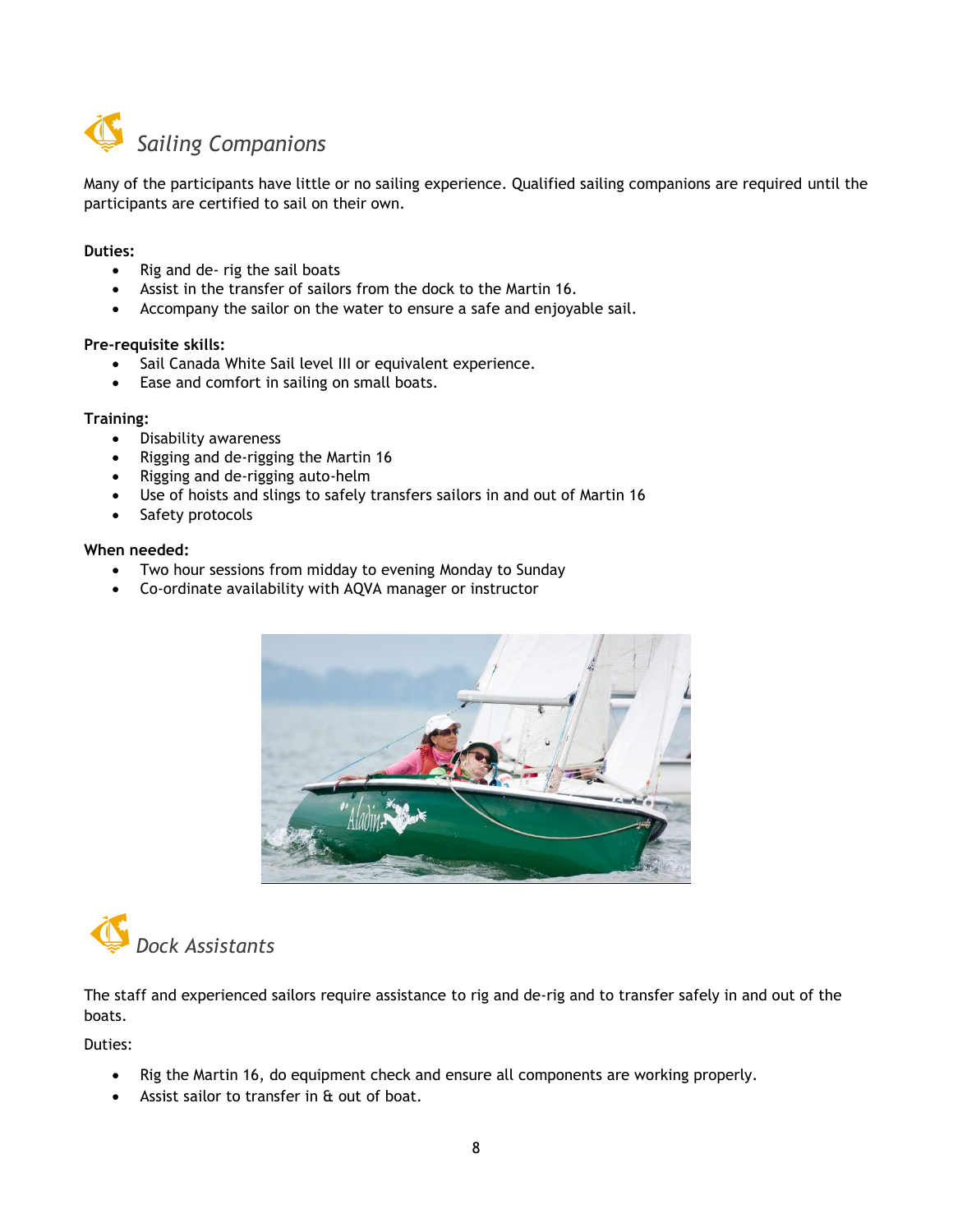## *Sailing Companions*

Many of the participants have little or no sailing experience. Qualified sailing companions are required until the participants are certified to sail on their own.

**Duties:**

- Rig and de- rig the sail boats
- Assist in the transfer of sailors from the dock to the Martin 16.
- Accompany the sailor on the water to ensure a safe and enjoyable sail.

**Pre-requisite skills:**

- Sail Canada White Sail level III or equivalent experience.
- Ease and comfort in sailing on small boats.

**Training:**

- Disability awareness
- Rigging and de-rigging the Martin 16
- Rigging and de-rigging auto-helm
- Use of hoists and slings to safely transfers sailors in and out of Martin 16
- Safety protocols

**When needed:**

- Two hour sessions from midday to evening Monday to Sunday
- Co-ordinate availability with AQVA manager or instructor

## *Dock Assistants*

The staff and experienced sailors require assistance to rig and de-rig and to transfer safely in and out of the boats.

Duties:

- Rig the Martin 16, do equipment check and ensure all components are working properly.
- Assist sailor to transfer in & out of boat.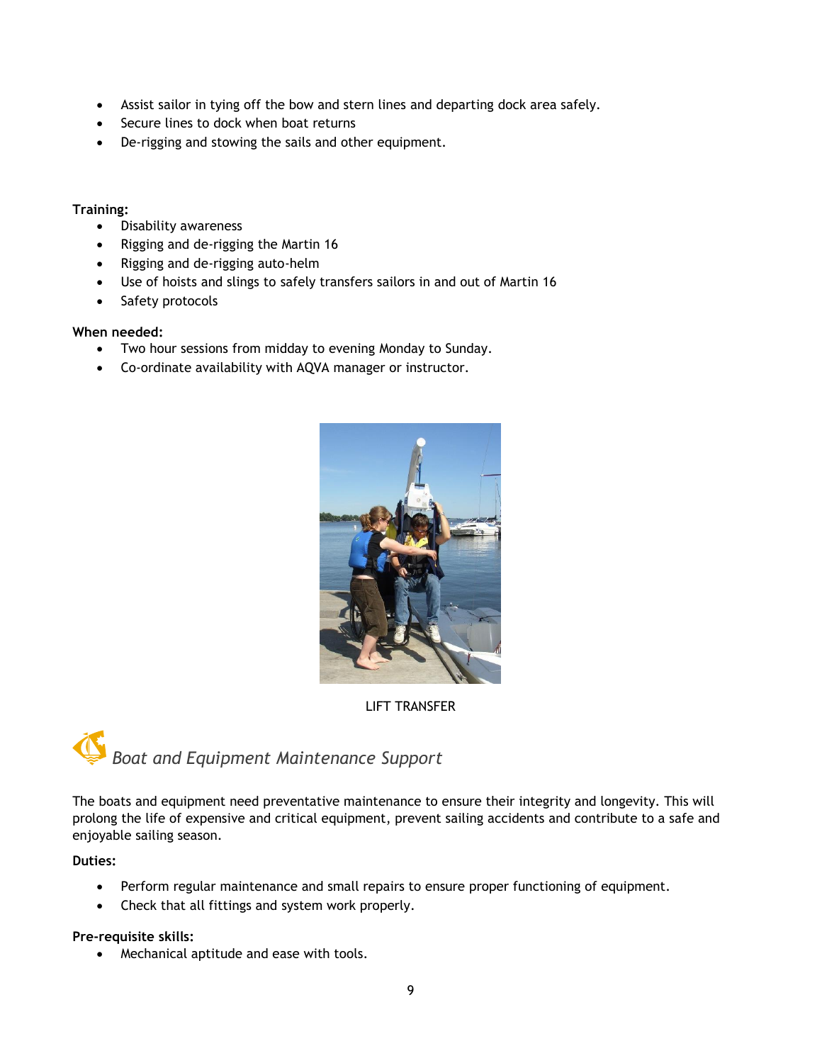- Assist sailor in tying off the bow and stern lines and departing dock area safely.
- Secure lines to dock when boat returns
- De-rigging and stowing the sails and other equipment.

**Training:**

- Disability awareness
- Rigging and de-rigging the Martin 16
- Rigging and de-rigging auto-helm
- Use of hoists and slings to safely transfers sailors in and out of Martin 16
- Safety protocols

**When needed:**

- Two hour sessions from midday to evening Monday to Sunday.
- Co-ordinate availability with AQVA manager or instructor.

LIFT TRANSFER

## *Boat and Equipment Maintenance Support*

The boats and equipment need preventative maintenance to ensure their integrity and longevity. This will prolong the life of expensive and critical equipment, prevent sailing accidents and contribute to a safe and enjoyable sailing season.

**Duties:**

- Perform regular maintenance and small repairs to ensure proper functioning of equipment.
- Check that all fittings and system work properly.

**Pre-requisite skills:**

- Mechanical aptitude and ease with tools.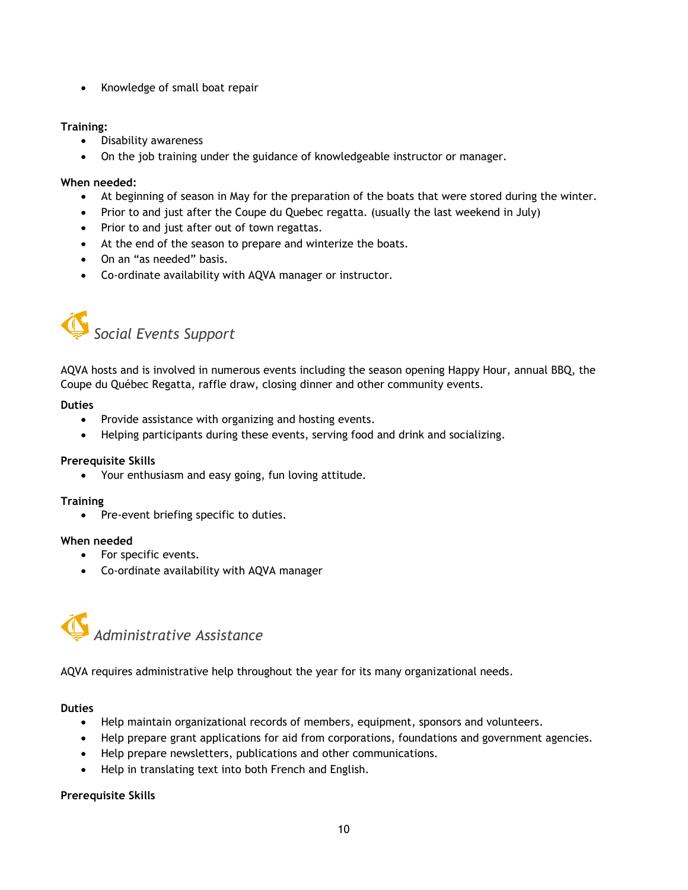- Knowledge of small boat repair

**Training:**

- Disability awareness
- On the job training under the guidance of knowledgeable instructor or manager.

**When needed:**

- At beginning of season in May for the preparation of the boats that were stored during the winter.
- Prior to and just after the Coupe du Quebec regatta. (usually the last weekend in July)
- Prior to and just after out of town regattas.
- At the end of the season to prepare and winterize the boats.
- On an "as needed" basis.
- Co-ordinate availability with AQVA manager or instructor.

## *Social Events Support*

AQVA hosts and is involved in numerous events including the season opening Happy Hour, annual BBQ, the Coupe du Québec Regatta, raffle draw, closing dinner and other community events.

**Duties**

- Provide assistance with organizing and hosting events.
- Helping participants during these events, serving food and drink and socializing.

**Prerequisite Skills**

- Your enthusiasm and easy going, fun loving attitude.

**Training**

- Pre-event briefing specific to duties.

**When needed**

- For specific events.
- Co-ordinate availability with AQVA manager

## *Administrative Assistance*

AQVA requires administrative help throughout the year for its many organizational needs.

**Duties**

- Help maintain organizational records of members, equipment, sponsors and volunteers.
- Help prepare grant applications for aid from corporations, foundations and government agencies.
- Help prepare newsletters, publications and other communications.
- Help in translating text into both French and English.

**Prerequisite Skills**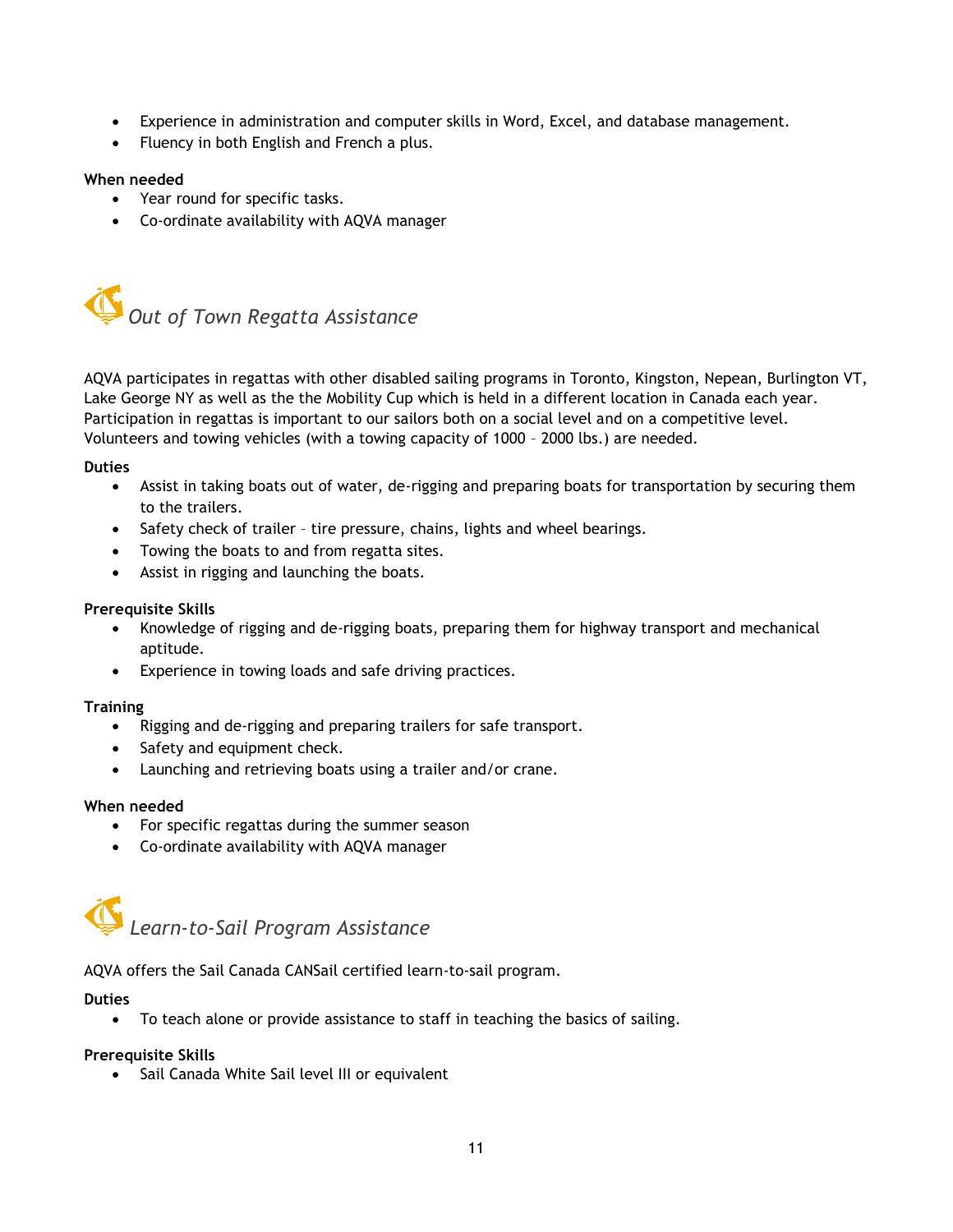- Experience in administration and computer skills in Word, Excel, and database management.
- Fluency in both English and French a plus.

**When needed**

- Year round for specific tasks.
- Co-ordinate availability with AQVA manager

## *Out of Town Regatta Assistance*

AQVA participates in regattas with other disabled sailing programs in Toronto, Kingston, Nepean, Burlington VT, Lake George NY as well as the the Mobility Cup which is held in a different location in Canada each year. Participation in regattas is important to our sailors both on a social level and on a competitive level. Volunteers and towing vehicles (with a towing capacity of 1000 – 2000 lbs.) are needed.

**Duties**

- Assist in taking boats out of water, de-rigging and preparing boats for transportation by securing them to the trailers.
- Safety check of trailer – tire pressure, chains, lights and wheel bearings.
- Towing the boats to and from regatta sites.
- Assist in rigging and launching the boats.

**Prerequisite Skills**

- Knowledge of rigging and de-rigging boats, preparing them for highway transport and mechanical aptitude.
- Experience in towing loads and safe driving practices.

**Training**

- Rigging and de-rigging and preparing trailers for safe transport.
- Safety and equipment check.
- Launching and retrieving boats using a trailer and/or crane.

**When needed**

- For specific regattas during the summer season
- Co-ordinate availability with AQVA manager

## *Learn-to-Sail Program Assistance*

AQVA offers the Sail Canada CANSail certified learn-to-sail program.

**Duties**

- To teach alone or provide assistance to staff in teaching the basics of sailing.

**Prerequisite Skills**

- Sail Canada White Sail level III or equivalent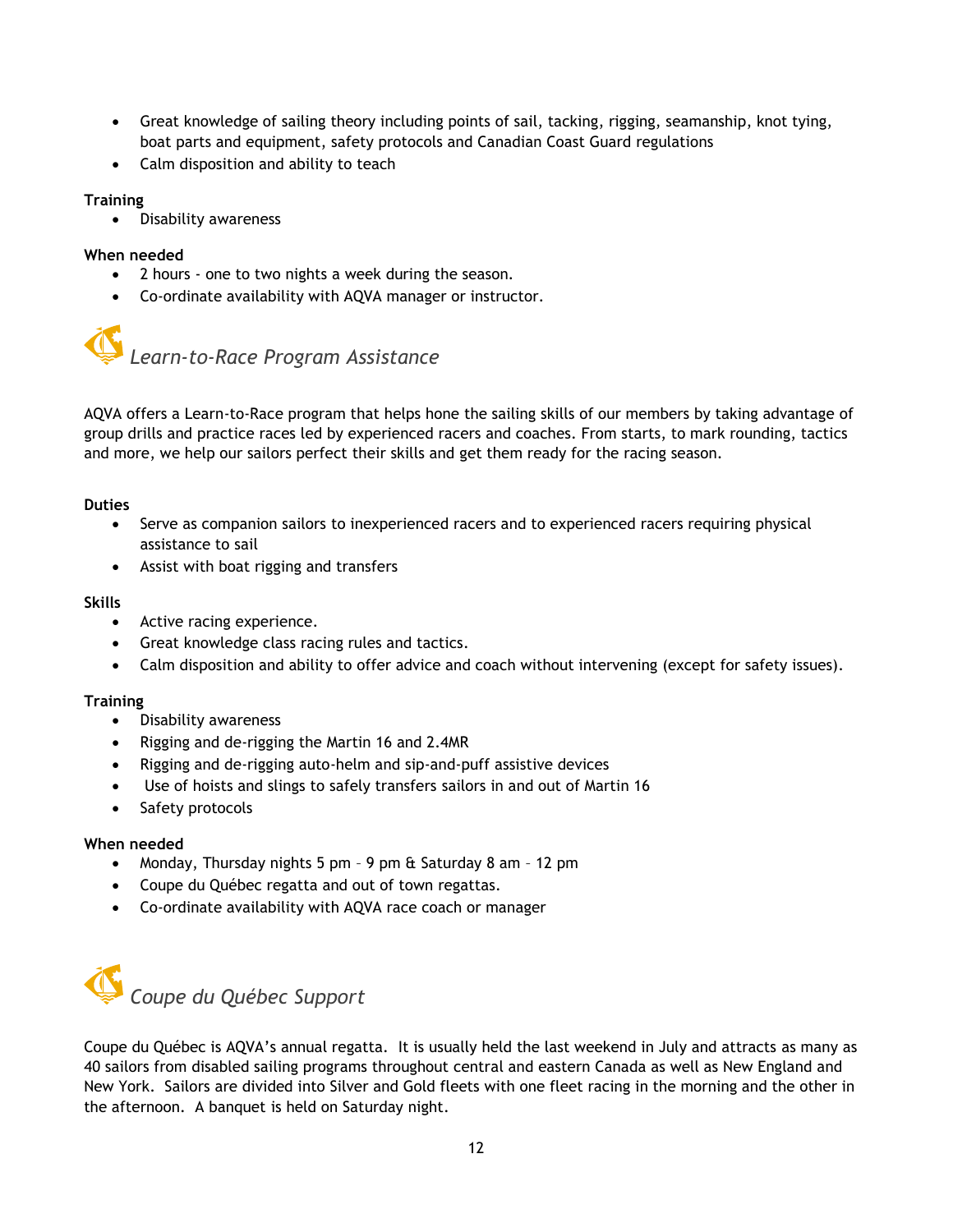- Great knowledge of sailing theory including points of sail, tacking, rigging, seamanship, knot tying, boat parts and equipment, safety protocols and Canadian Coast Guard regulations
- Calm disposition and ability to teach

**Training**

- Disability awareness

**When needed**

- 2 hours - one to two nights a week during the season.
- Co-ordinate availability with AQVA manager or instructor.

## *Learn-to-Race Program Assistance*

AQVA offers a Learn-to-Race program that helps hone the sailing skills of our members by taking advantage of group drills and practice races led by experienced racers and coaches. From starts, to mark rounding, tactics and more, we help our sailors perfect their skills and get them ready for the racing season.

**Duties**

- Serve as companion sailors to inexperienced racers and to experienced racers requiring physical assistance to sail
- Assist with boat rigging and transfers

**Skills**

- Active racing experience.
- Great knowledge class racing rules and tactics.
- Calm disposition and ability to offer advice and coach without intervening (except for safety issues).

**Training**

- Disability awareness
- Rigging and de-rigging the Martin 16 and 2.4MR
- Rigging and de-rigging auto-helm and sip-and-puff assistive devices
- Use of hoists and slings to safely transfers sailors in and out of Martin 16
- Safety protocols

**When needed**

- Monday, Thursday nights 5 pm – 9 pm & Saturday 8 am – 12 pm
- Coupe du Québec regatta and out of town regattas.
- Co-ordinate availability with AQVA race coach or manager

## *Coupe du Québec Support*

Coupe du Québec is AQVA's annual regatta. It is usually held the last weekend in July and attracts as many as 40 sailors from disabled sailing programs throughout central and eastern Canada as well as New England and New York. Sailors are divided into Silver and Gold fleets with one fleet racing in the morning and the other in the afternoon. A banquet is held on Saturday night.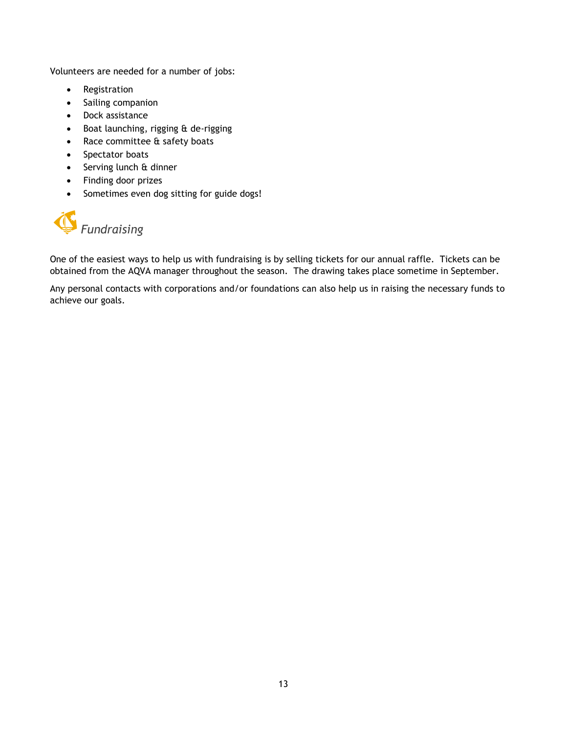Volunteers are needed for a number of jobs:

- Registration
- Sailing companion
- Dock assistance
- Boat launching, rigging & de-rigging
- Race committee & safety boats
- Spectator boats
- Serving lunch & dinner
- Finding door prizes
- Sometimes even dog sitting for guide dogs!

## *Fundraising*

One of the easiest ways to help us with fundraising is by selling tickets for our annual raffle. Tickets can be obtained from the AQVA manager throughout the season. The drawing takes place sometime in September.

Any personal contacts with corporations and/or foundations can also help us in raising the necessary funds to achieve our goals.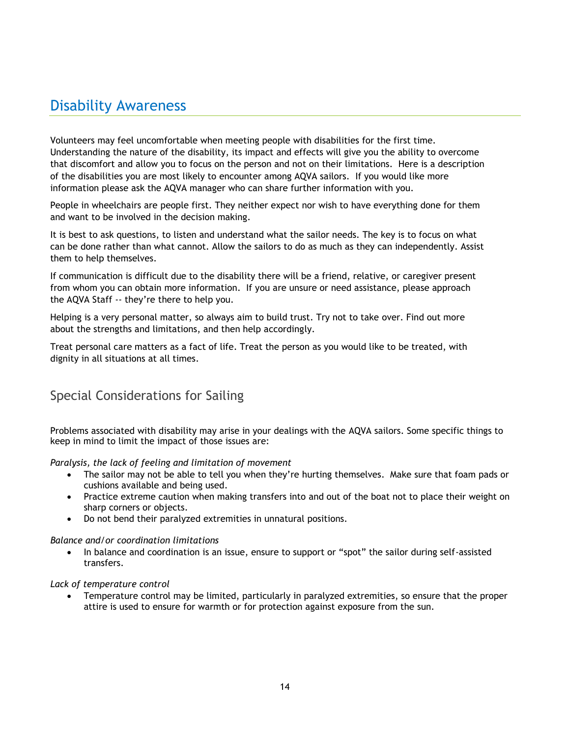# Disability Awareness

Volunteers may feel uncomfortable when meeting people with disabilities for the first time. Understanding the nature of the disability, its impact and effects will give you the ability to overcome that discomfort and allow you to focus on the person and not on their limitations. Here is a description of the disabilities you are most likely to encounter among AQVA sailors. If you would like more information please ask the AQVA manager who can share further information with you.

People in wheelchairs are people first. They neither expect nor wish to have everything done for them and want to be involved in the decision making.

It is best to ask questions, to listen and understand what the sailor needs. The key is to focus on what can be done rather than what cannot. Allow the sailors to do as much as they can independently. Assist them to help themselves.

If communication is difficult due to the disability there will be a friend, relative, or caregiver present from whom you can obtain more information. If you are unsure or need assistance, please approach the AQVA Staff -- they're there to help you.

Helping is a very personal matter, so always aim to build trust. Try not to take over. Find out more about the strengths and limitations, and then help accordingly.

Treat personal care matters as a fact of life. Treat the person as you would like to be treated, with dignity in all situations at all times.

## Special Considerations for Sailing

Problems associated with disability may arise in your dealings with the AQVA sailors. Some specific things to keep in mind to limit the impact of those issues are:

*Paralysis, the lack of feeling and limitation of movement*

- The sailor may not be able to tell you when they're hurting themselves. Make sure that foam pads or cushions available and being used.
- Practice extreme caution when making transfers into and out of the boat not to place their weight on sharp corners or objects.
- Do not bend their paralyzed extremities in unnatural positions.

*Balance and/or coordination limitations*

- In balance and coordination is an issue, ensure to support or "spot" the sailor during self-assisted transfers.

*Lack of temperature control*

- Temperature control may be limited, particularly in paralyzed extremities, so ensure that the proper attire is used to ensure for warmth or for protection against exposure from the sun.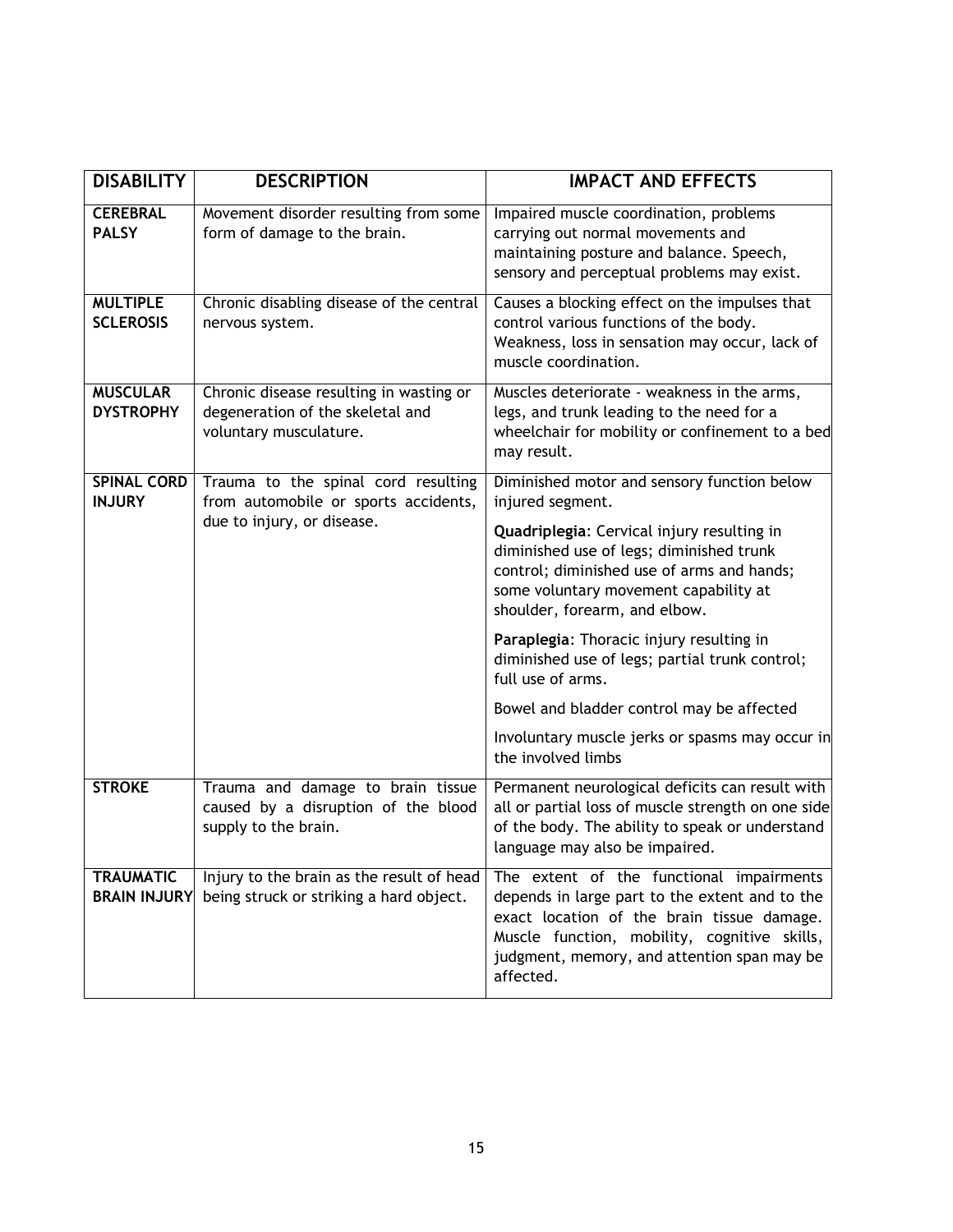| DISABILITY | DESCRIPTION | IMPACT AND EFFECTS |
|---|---|---|
| **CEREBRAL PALSY** | Movement disorder resulting from some form of damage to the brain. | Impaired muscle coordination, problems carrying out normal movements and maintaining posture and balance. Speech, sensory and perceptual problems may exist. |
| **MULTIPLE SCLEROSIS** | Chronic disabling disease of the central nervous system. | Causes a blocking effect on the impulses that control various functions of the body. Weakness, loss in sensation may occur, lack of muscle coordination. |
| **MUSCULAR DYSTROPHY** | Chronic disease resulting in wasting or degeneration of the skeletal and voluntary musculature. | Muscles deteriorate - weakness in the arms, legs, and trunk leading to the need for a wheelchair for mobility or confinement to a bed may result. |
| **SPINAL CORD INJURY** | Trauma to the spinal cord resulting from automobile or sports accidents, due to injury, or disease. | Diminished motor and sensory function below injured segment.<br><br>**Quadriplegia**: Cervical injury resulting in diminished use of legs; diminished trunk control; diminished use of arms and hands; some voluntary movement capability at shoulder, forearm, and elbow.<br><br>**Paraplegia**: Thoracic injury resulting in diminished use of legs; partial trunk control; full use of arms.<br><br>Bowel and bladder control may be affected<br><br>Involuntary muscle jerks or spasms may occur in the involved limbs |
| **STROKE** | Trauma and damage to brain tissue caused by a disruption of the blood supply to the brain. | Permanent neurological deficits can result with all or partial loss of muscle strength on one side of the body. The ability to speak or understand language may also be impaired. |
| **TRAUMATIC BRAIN INJURY** | Injury to the brain as the result of head being struck or striking a hard object. | The extent of the functional impairments depends in large part to the extent and to the exact location of the brain tissue damage. Muscle function, mobility, cognitive skills, judgment, memory, and attention span may be affected. |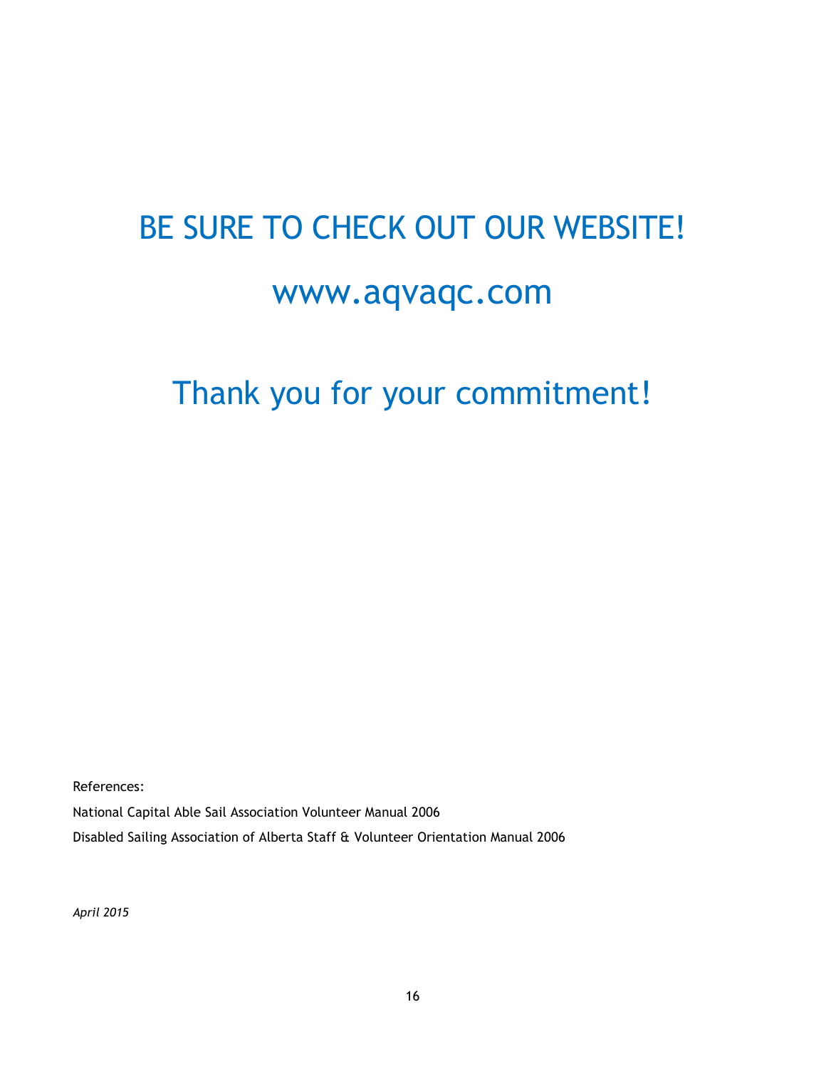# BE SURE TO CHECK OUT OUR WEBSITE!

# www.aqvaqc.com

# Thank you for your commitment!

References:

National Capital Able Sail Association Volunteer Manual 2006

Disabled Sailing Association of Alberta Staff & Volunteer Orientation Manual 2006

*April 2015*